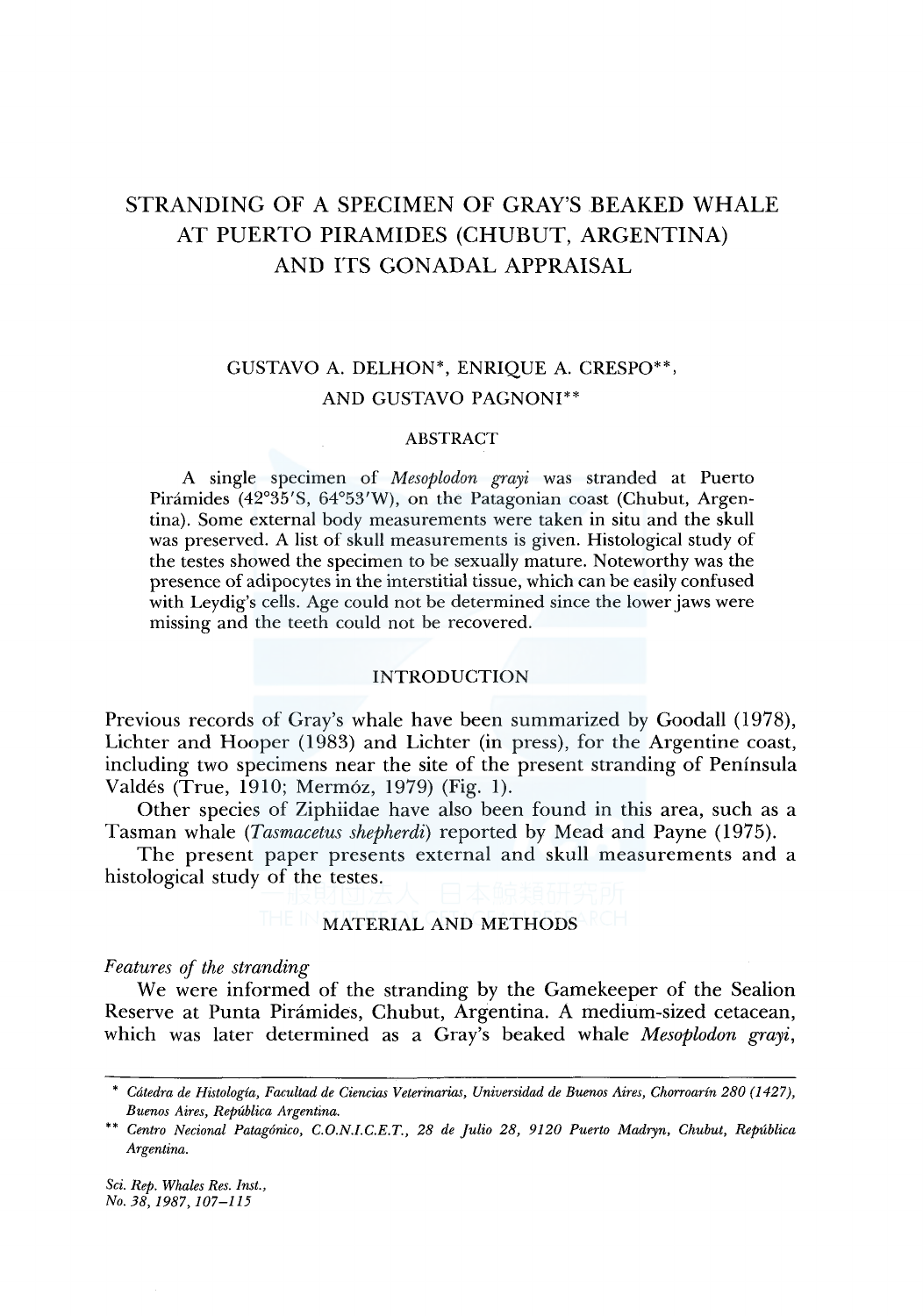# STRANDING OF A SPECIMEN OF GRAY'S BEAKED WHALE AT PUERTO PIRAMIDES (CHUBUT, ARGENTINA) AND ITS GONADAL APPRAISAL

GUSTAVO A. DELHON*, ENRIQUE A. CRESPO**, AND GUSTAVO PAGNONI**

## ABSTRACT

A single specimen of *Mesoplodon grayi* was stranded at Puerto Pirámides (42°35′S, 64°53′W), on the Patagonian coast (Chubut, Argentina). Some external body measurements were taken in situ and the skull was preserved. A list of skull measurements is given. Histological study of the testes showed the specimen to be sexually mature. Noteworthy was the presence of adipocytes in the interstitial tissue, which can be easily confused with Leydig's cells. Age could not be determined since the lower jaws were missing and the teeth could not be recovered.

## INTRODUCTION

Previous records of Gray's whale have been summarized by Goodall (1978), Lichter and Hooper (1983) and Lichter (in press), for the Argentine coast, including two specimens near the site of the present stranding of Península Valdés (True, 1910; Mermóz, 1979) (Fig. 1).

Other species of Ziphiidae have also been found in this area, such as a Tasman whale (*Tasmacetus shepherdi*) reported by Mead and Payne (1975).

The present paper presents external and skull measurements and a histological study of the testes.

## MATERIAL AND METHODS

### *Features of the stranding*

We were informed of the stranding by the Gamekeeper of the Sealion Reserve at Punta Pirámides, Chubut, Argentina. A medium-sized cetacean, which was later determined as a Gray's beaked whale *Mesoplodon grayi*,

---

\* *Cátedra de Histología, Facultad de Ciencias Veterinarias, Universidad de Buenos Aires, Chorroarín 280 (1427), Buenos Aires, República Argentina.*

\** *Centro Necional Patagónico, C.O.N.I.C.E.T., 28 de Julio 28, 9120 Puerto Madryn, Chubut, República Argentina.*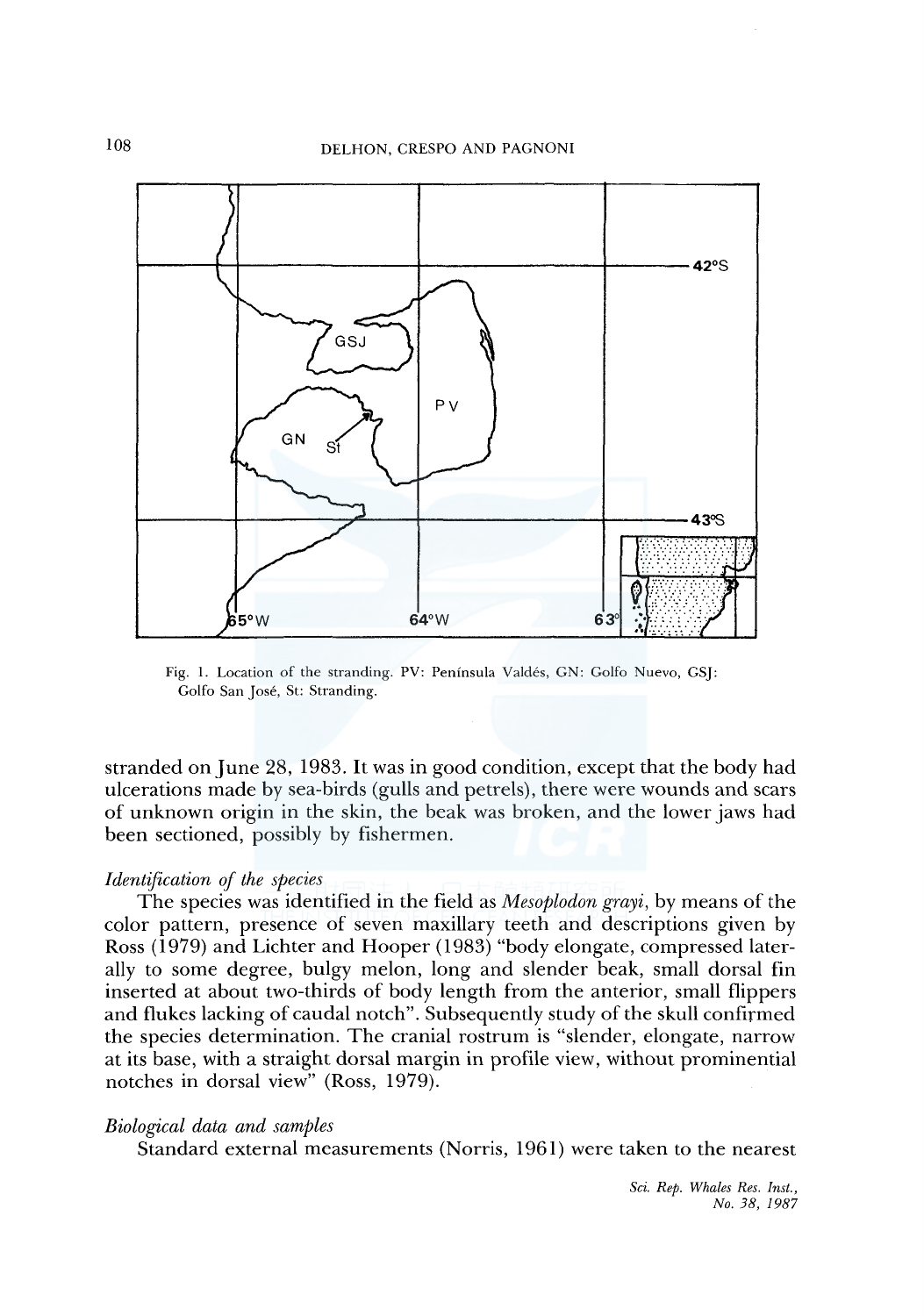Fig. 1. Location of the stranding. PV: Península Valdés, GN: Golfo Nuevo, GSJ: Golfo San José, St: Stranding.

stranded on June 28, 1983. It was in good condition, except that the body had ulcerations made by sea-birds (gulls and petrels), there were wounds and scars of unknown origin in the skin, the beak was broken, and the lower jaws had been sectioned, possibly by fishermen.

*Identification of the species*

The species was identified in the field as *Mesoplodon grayi*, by means of the color pattern, presence of seven maxillary teeth and descriptions given by Ross (1979) and Lichter and Hooper (1983) "body elongate, compressed laterally to some degree, bulgy melon, long and slender beak, small dorsal fin inserted at about two-thirds of body length from the anterior, small flippers and flukes lacking of caudal notch". Subsequently study of the skull confirmed the species determination. The cranial rostrum is "slender, elongate, narrow at its base, with a straight dorsal margin in profile view, without prominential notches in dorsal view" (Ross, 1979).

*Biological data and samples*

Standard external measurements (Norris, 1961) were taken to the nearest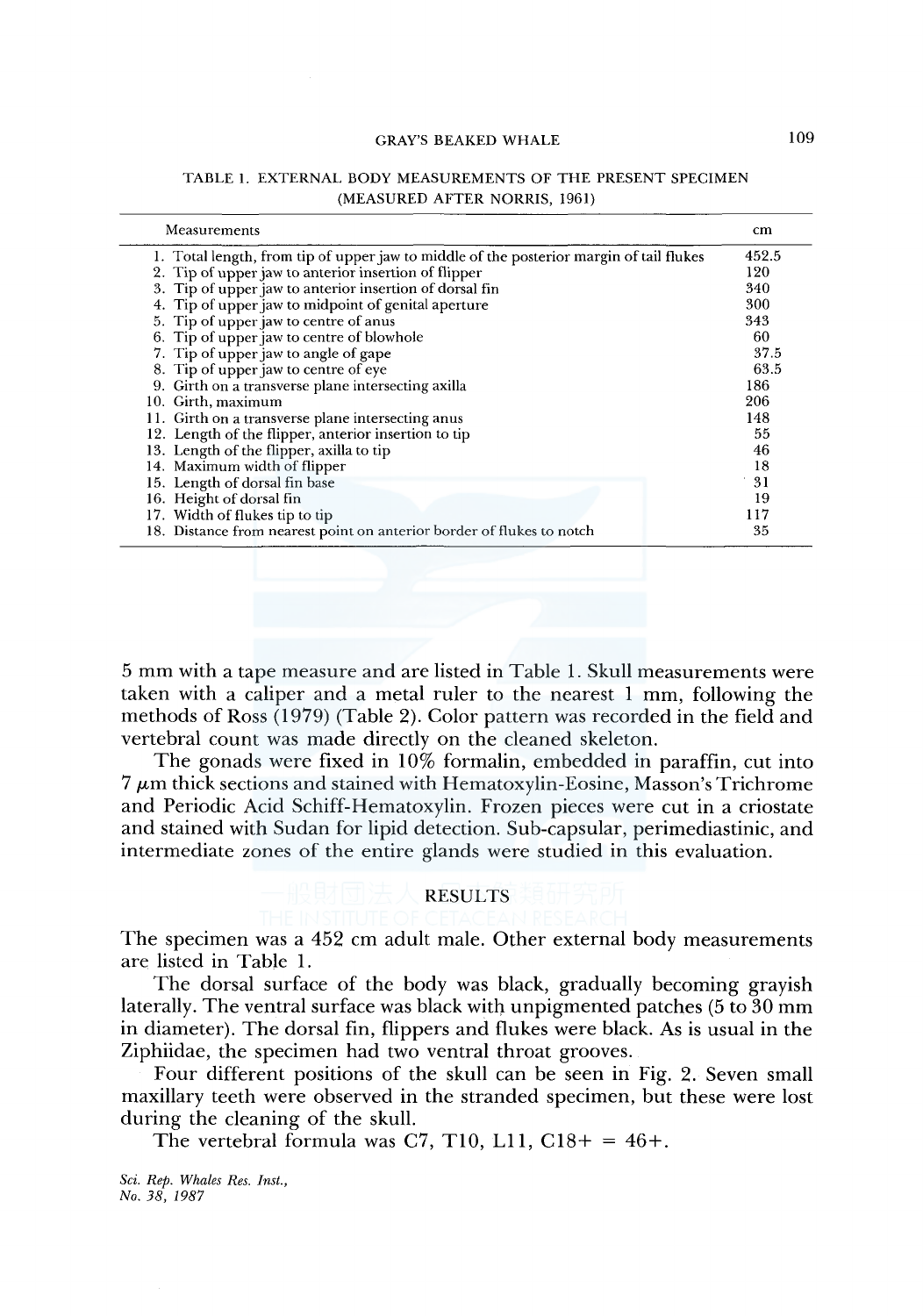TABLE 1. EXTERNAL BODY MEASUREMENTS OF THE PRESENT SPECIMEN (MEASURED AFTER NORRIS, 1961)

| Measurements | cm |
|---|---|
| 1. Total length, from tip of upper jaw to middle of the posterior margin of tail flukes | 452.5 |
| 2. Tip of upper jaw to anterior insertion of flipper | 120 |
| 3. Tip of upper jaw to anterior insertion of dorsal fin | 340 |
| 4. Tip of upper jaw to midpoint of genital aperture | 300 |
| 5. Tip of upper jaw to centre of anus | 343 |
| 6. Tip of upper jaw to centre of blowhole | 60 |
| 7. Tip of upper jaw to angle of gape | 37.5 |
| 8. Tip of upper jaw to centre of eye | 63.5 |
| 9. Girth on a transverse plane intersecting axilla | 186 |
| 10. Girth, maximum | 206 |
| 11. Girth on a transverse plane intersecting anus | 148 |
| 12. Length of the flipper, anterior insertion to tip | 55 |
| 13. Length of the flipper, axilla to tip | 46 |
| 14. Maximum width of flipper | 18 |
| 15. Length of dorsal fin base | 31 |
| 16. Height of dorsal fin | 19 |
| 17. Width of flukes tip to tip | 117 |
| 18. Distance from nearest point on anterior border of flukes to notch | 35 |

5 mm with a tape measure and are listed in Table 1. Skull measurements were taken with a caliper and a metal ruler to the nearest 1 mm, following the methods of Ross (1979) (Table 2). Color pattern was recorded in the field and vertebral count was made directly on the cleaned skeleton.

The gonads were fixed in 10% formalin, embedded in paraffin, cut into 7 $\mu$m thick sections and stained with Hematoxylin-Eosine, Masson's Trichrome and Periodic Acid Schiff-Hematoxylin. Frozen pieces were cut in a criostate and stained with Sudan for lipid detection. Sub-capsular, perimediastinic, and intermediate zones of the entire glands were studied in this evaluation.

## RESULTS

The specimen was a 452 cm adult male. Other external body measurements are listed in Table 1.

The dorsal surface of the body was black, gradually becoming grayish laterally. The ventral surface was black with unpigmented patches (5 to 30 mm in diameter). The dorsal fin, flippers and flukes were black. As is usual in the Ziphiidae, the specimen had two ventral throat grooves.

Four different positions of the skull can be seen in Fig. 2. Seven small maxillary teeth were observed in the stranded specimen, but these were lost during the cleaning of the skull.

The vertebral formula was C7, T10, L11, C18+ = 46+.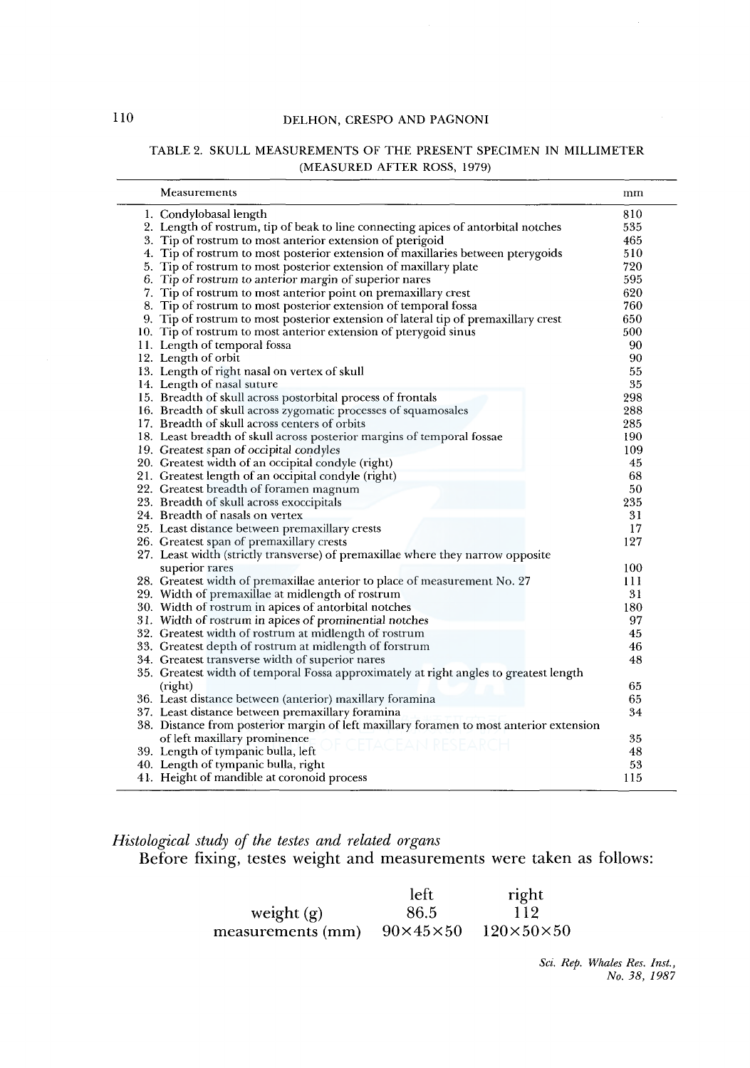TABLE 2. SKULL MEASUREMENTS OF THE PRESENT SPECIMEN IN MILLIMETER (MEASURED AFTER ROSS, 1979)

| Measurements | mm |
|---|---|
| 1. Condylobasal length | 810 |
| 2. Length of rostrum, tip of beak to line connecting apices of antorbital notches | 535 |
| 3. Tip of rostrum to most anterior extension of pterigoid | 465 |
| 4. Tip of rostrum to most posterior extension of maxillaries between pterygoids | 510 |
| 5. Tip of rostrum to most posterior extension of maxillary plate | 720 |
| 6. Tip of rostrum to anterior margin of superior nares | 595 |
| 7. Tip of rostrum to most anterior point on premaxillary crest | 620 |
| 8. Tip of rostrum to most posterior extension of temporal fossa | 760 |
| 9. Tip of rostrum to most posterior extension of lateral tip of premaxillary crest | 650 |
| 10. Tip of rostrum to most anterior extension of pterygoid sinus | 500 |
| 11. Length of temporal fossa | 90 |
| 12. Length of orbit | 90 |
| 13. Length of right nasal on vertex of skull | 55 |
| 14. Length of nasal suture | 35 |
| 15. Breadth of skull across postorbital process of frontals | 298 |
| 16. Breadth of skull across zygomatic processes of squamosales | 288 |
| 17. Breadth of skull across centers of orbits | 285 |
| 18. Least breadth of skull across posterior margins of temporal fossae | 190 |
| 19. Greatest span of occipital condyles | 109 |
| 20. Greatest width of an occipital condyle (right) | 45 |
| 21. Greatest length of an occipital condyle (right) | 68 |
| 22. Greatest breadth of foramen magnum | 50 |
| 23. Breadth of skull across exoccipitals | 235 |
| 24. Breadth of nasals on vertex | 31 |
| 25. Least distance between premaxillary crests | 17 |
| 26. Greatest span of premaxillary crests | 127 |
| 27. Least width (strictly transverse) of premaxillae where they narrow opposite superior rares | 100 |
| 28. Greatest width of premaxillae anterior to place of measurement No. 27 | 111 |
| 29. Width of premaxillae at midlength of rostrum | 31 |
| 30. Width of rostrum in apices of antorbital notches | 180 |
| 31. Width of rostrum in apices of prominential notches | 97 |
| 32. Greatest width of rostrum at midlength of rostrum | 45 |
| 33. Greatest depth of rostrum at midlength of forstrum | 46 |
| 34. Greatest transverse width of superior nares | 48 |
| 35. Greatest width of temporal Fossa approximately at right angles to greatest length (right) | 65 |
| 36. Least distance between (anterior) maxillary foramina | 65 |
| 37. Least distance between premaxillary foramina | 34 |
| 38. Distance from posterior margin of left maxillary foramen to most anterior extension of left maxillary prominence | 35 |
| 39. Length of tympanic bulla, left | 48 |
| 40. Length of tympanic bulla, right | 53 |
| 41. Height of mandible at coronoid process | 115 |

*Histological study of the testes and related organs*

Before fixing, testes weight and measurements were taken as follows:

| | left | right |
|---|---|---|
| weight (g) | 86.5 | 112 |
| measurements (mm) | $90 \times 45 \times 50$ | $120 \times 50 \times 50$ |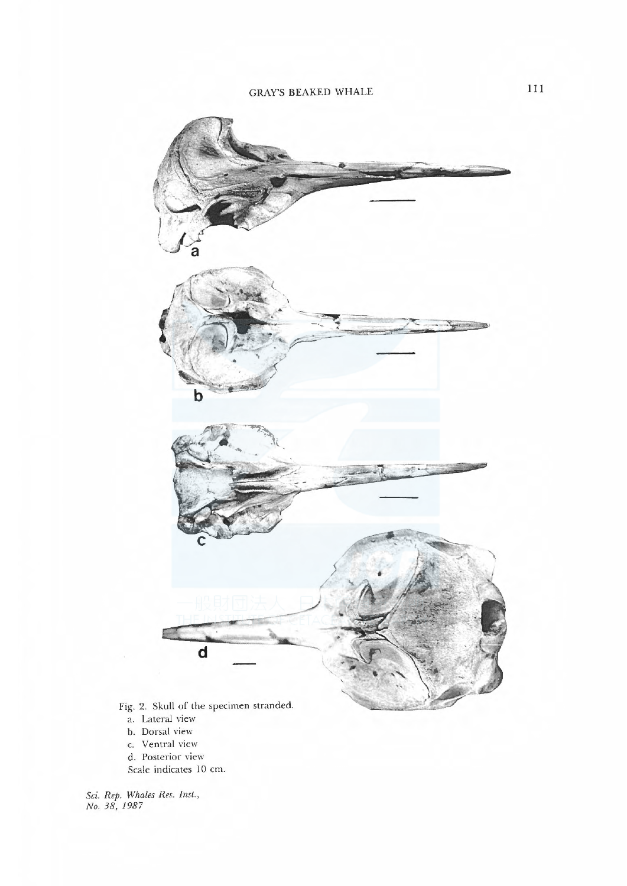Fig. 2. Skull of the specimen stranded.

a. Lateral view

b. Dorsal view

c. Ventral view

d. Posterior view

Scale indicates 10 cm.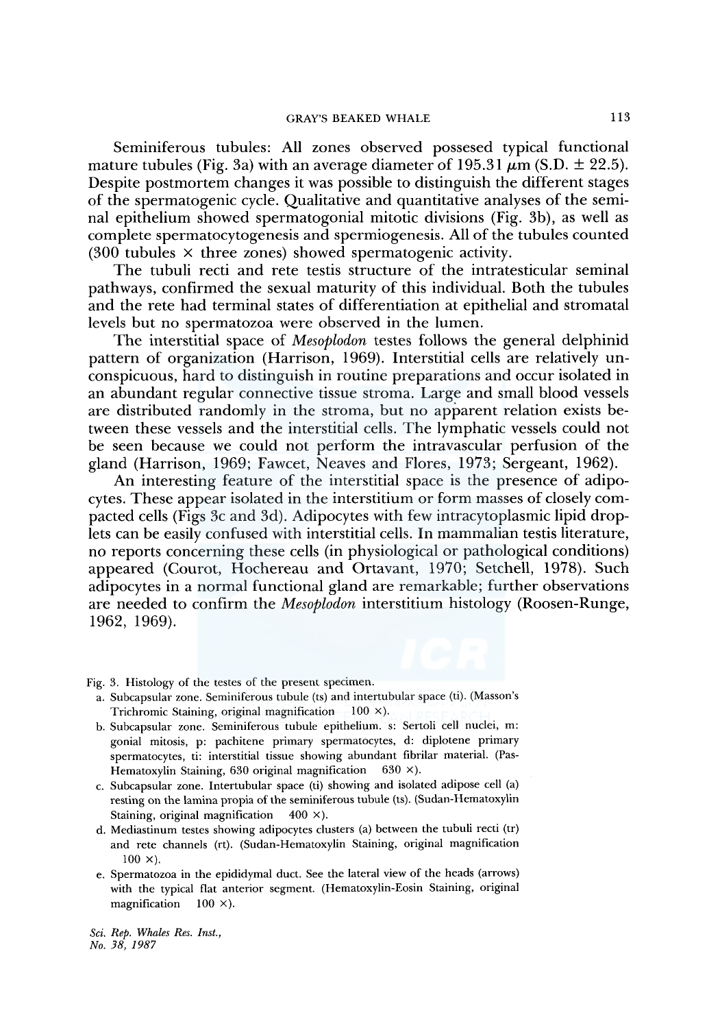Seminiferous tubules: All zones observed possesed typical functional mature tubules (Fig. 3a) with an average diameter of 195.31 $\mu$m (S.D. $\pm$ 22.5). Despite postmortem changes it was possible to distinguish the different stages of the spermatogenic cycle. Qualitative and quantitative analyses of the seminal epithelium showed spermatogonial mitotic divisions (Fig. 3b), as well as complete spermatocytogenesis and spermiogenesis. All of the tubules counted (300 tubules $\times$ three zones) showed spermatogenic activity.

The tubuli recti and rete testis structure of the intratesticular seminal pathways, confirmed the sexual maturity of this individual. Both the tubules and the rete had terminal states of differentiation at epithelial and stromatal levels but no spermatozoa were observed in the lumen.

The interstitial space of *Mesoplodon* testes follows the general delphinid pattern of organization (Harrison, 1969). Interstitial cells are relatively unconspicuous, hard to distinguish in routine preparations and occur isolated in an abundant regular connective tissue stroma. Large and small blood vessels are distributed randomly in the stroma, but no apparent relation exists between these vessels and the interstitial cells. The lymphatic vessels could not be seen because we could not perform the intravascular perfusion of the gland (Harrison, 1969; Fawcet, Neaves and Flores, 1973; Sergeant, 1962).

An interesting feature of the interstitial space is the presence of adipocytes. These appear isolated in the interstitium or form masses of closely compacted cells (Figs 3c and 3d). Adipocytes with few intracytoplasmic lipid droplets can be easily confused with interstitial cells. In mammalian testis literature, no reports concerning these cells (in physiological or pathological conditions) appeared (Courot, Hochereau and Ortavant, 1970; Setchell, 1978). Such adipocytes in a normal functional gland are remarkable; further observations are needed to confirm the *Mesoplodon* interstitium histology (Roosen-Runge, 1962, 1969).

Fig. 3. Histology of the testes of the present specimen.

a. Subcapsular zone. Seminiferous tubule (ts) and intertubular space (ti). (Masson's Trichromic Staining, original magnification 100 $\times$).

b. Subcapsular zone. Seminiferous tubule epithelium. s: Sertoli cell nuclei, m: gonial mitosis, p: pachitene primary spermatocytes, d: diplotene primary spermatocytes, ti: interstitial tissue showing abundant fibrilar material. (Pas-Hematoxylin Staining, 630 original magnification 630 $\times$).

c. Subcapsular zone. Intertubular space (ti) showing and isolated adipose cell (a) resting on the lamina propia of the seminiferous tubule (ts). (Sudan-Hematoxylin Staining, original magnification 400 $\times$).

d. Mediastinum testes showing adipocytes clusters (a) between the tubuli recti (tr) and rete channels (rt). (Sudan-Hematoxylin Staining, original magnification 100 $\times$).

e. Spermatozoa in the epididymal duct. See the lateral view of the heads (arrows) with the typical flat anterior segment. (Hematoxylin-Eosin Staining, original magnification 100 $\times$).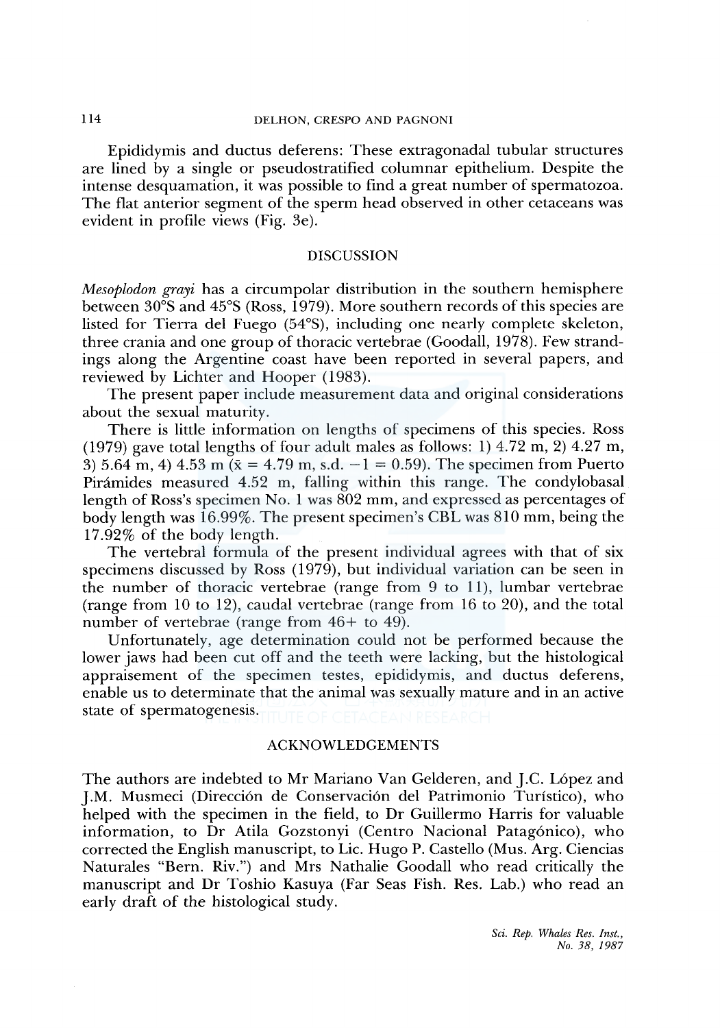Epididymis and ductus deferens: These extragonadal tubular structures are lined by a single or pseudostratified columnar epithelium. Despite the intense desquamation, it was possible to find a great number of spermatozoa. The flat anterior segment of the sperm head observed in other cetaceans was evident in profile views (Fig. 3e).

## DISCUSSION

*Mesoplodon grayi* has a circumpolar distribution in the southern hemisphere between 30°S and 45°S (Ross, 1979). More southern records of this species are listed for Tierra del Fuego (54°S), including one nearly complete skeleton, three crania and one group of thoracic vertebrae (Goodall, 1978). Few strandings along the Argentine coast have been reported in several papers, and reviewed by Lichter and Hooper (1983).

The present paper include measurement data and original considerations about the sexual maturity.

There is little information on lengths of specimens of this species. Ross (1979) gave total lengths of four adult males as follows: 1) 4.72 m, 2) 4.27 m, 3) 5.64 m, 4) 4.53 m ($\bar{x}$ = 4.79 m, s.d. −1 = 0.59). The specimen from Puerto Pirámides measured 4.52 m, falling within this range. The condylobasal length of Ross's specimen No. 1 was 802 mm, and expressed as percentages of body length was 16.99%. The present specimen's CBL was 810 mm, being the 17.92% of the body length.

The vertebral formula of the present individual agrees with that of six specimens discussed by Ross (1979), but individual variation can be seen in the number of thoracic vertebrae (range from 9 to 11), lumbar vertebrae (range from 10 to 12), caudal vertebrae (range from 16 to 20), and the total number of vertebrae (range from 46+ to 49).

Unfortunately, age determination could not be performed because the lower jaws had been cut off and the teeth were lacking, but the histological appraisement of the specimen testes, epididymis, and ductus deferens, enable us to determinate that the animal was sexually mature and in an active state of spermatogenesis.

## ACKNOWLEDGEMENTS

The authors are indebted to Mr Mariano Van Gelderen, and J.C. López and J.M. Musmeci (Dirección de Conservación del Patrimonio Turístico), who helped with the specimen in the field, to Dr Guillermo Harris for valuable information, to Dr Atila Gozstonyi (Centro Nacional Patagónico), who corrected the English manuscript, to Lic. Hugo P. Castello (Mus. Arg. Ciencias Naturales "Bern. Riv.") and Mrs Nathalie Goodall who read critically the manuscript and Dr Toshio Kasuya (Far Seas Fish. Res. Lab.) who read an early draft of the histological study.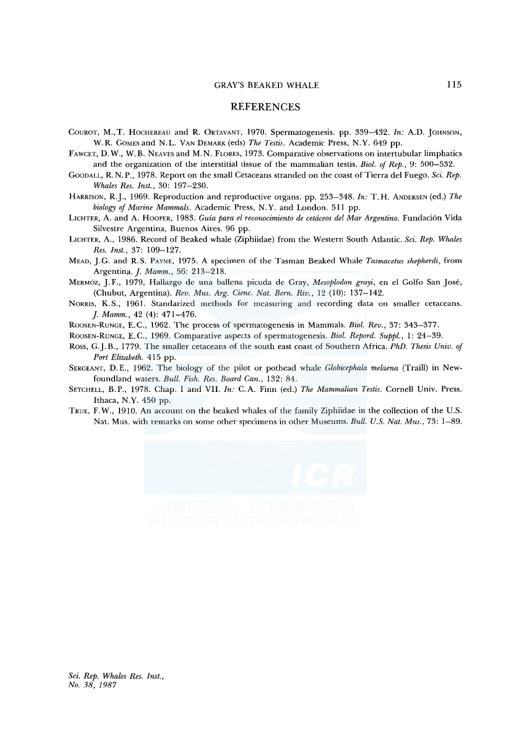## REFERENCES

COUROT, M., T. HOCHEREAU and R. ORTAVANT, 1970. Spermatogenesis. pp. 339–432. *In:* A.D. JOHNSON, W.R. GOMES and N.L. VAN DEMARK (eds) *The Testis*. Academic Press, N.Y. 649 pp.

FAWCET, D.W., W.B. NEAVES and M.N. FLORES, 1973. Comparative observations on intertubular limphatics and the organization of the interstitial tissue of the mammalian testis. *Biol. of Rep.*, 9: 500–532.

GOODALL, R.N.P., 1978. Report on the small Cetaceans stranded on the coast of Tierra del Fuego. *Sci. Rep. Whales Res. Inst.*, 30: 197–230.

HARRISON, R.J., 1969. Reproduction and reproductive organs. pp. 253–348. *In:* T.H. ANDERSEN (ed.) *The biology of Marine Mammals*. Academic Press, N.Y. and London. 511 pp.

LICHTER, A. and A. HOOPER, 1983. *Guía para el reconocimiento de cetáceos del Mar Argentino*. Fundación Vida Silvestre Argentina, Buenos Aires. 96 pp.

LICHTER, A., 1986. Record of Beaked whale (Ziphiidae) from the Western South Atlantic. *Sci. Rep. Whales Res. Inst.*, 37: 109–127.

MEAD, J.G. and R.S. PAYNE, 1975. A specimen of the Tasman Beaked Whale *Tasmacetus shepherdi*, from Argentina. *J. Mamm.*, 56: 213–218.

MERMÓZ, J.F., 1979, Hallazgo de una ballena picuda de Gray, *Mesoplodon grayi*, en el Golfo San José, (Chubut, Argentina). *Rev. Mus. Arg. Cienc. Nat. Bern. Riv.*, 12 (10): 137–142.

NORRIS, K.S., 1961. Standarized methods for measuring and recording data on smaller cetaceans. *J. Mamm.*, 42 (4): 471–476.

ROOSEN-RUNGE, E.C., 1962. The process of spermatogenesis in Mammals. *Biol. Rev.*, 37: 343–377.

ROOSEN-RUNGE, E.C., 1969. Comparative aspects of spermatogenesis. *Biol. Repord. Suppl.*, 1: 24–39.

ROSS, G.J.B., 1779. The smaller cetaceans of the south east coast of Southern Africa. *PhD. Thesis Univ. of Port Elizabeth.* 415 pp.

SERGEANT, D.E., 1962. The biology of the pilot or pothead whale *Globicephala melaena* (Traill) in Newfoundland waters. *Bull. Fish. Res. Board Can.*, 132: 84.

SETCHELL, B.P., 1978. Chap. I and VII. *In:* C.A. Finn (ed.) *The Mammalian Testis*. Cornell Univ. Press. Ithaca, N.Y. 450 pp.

TRUE, F.W., 1910. An account on the beaked whales of the family Ziphiidae in the collection of the U.S. Nat. Mus. with remarks on some other specimens in other Museums. *Bull. U.S. Nat. Mus.*, 73: 1–89.